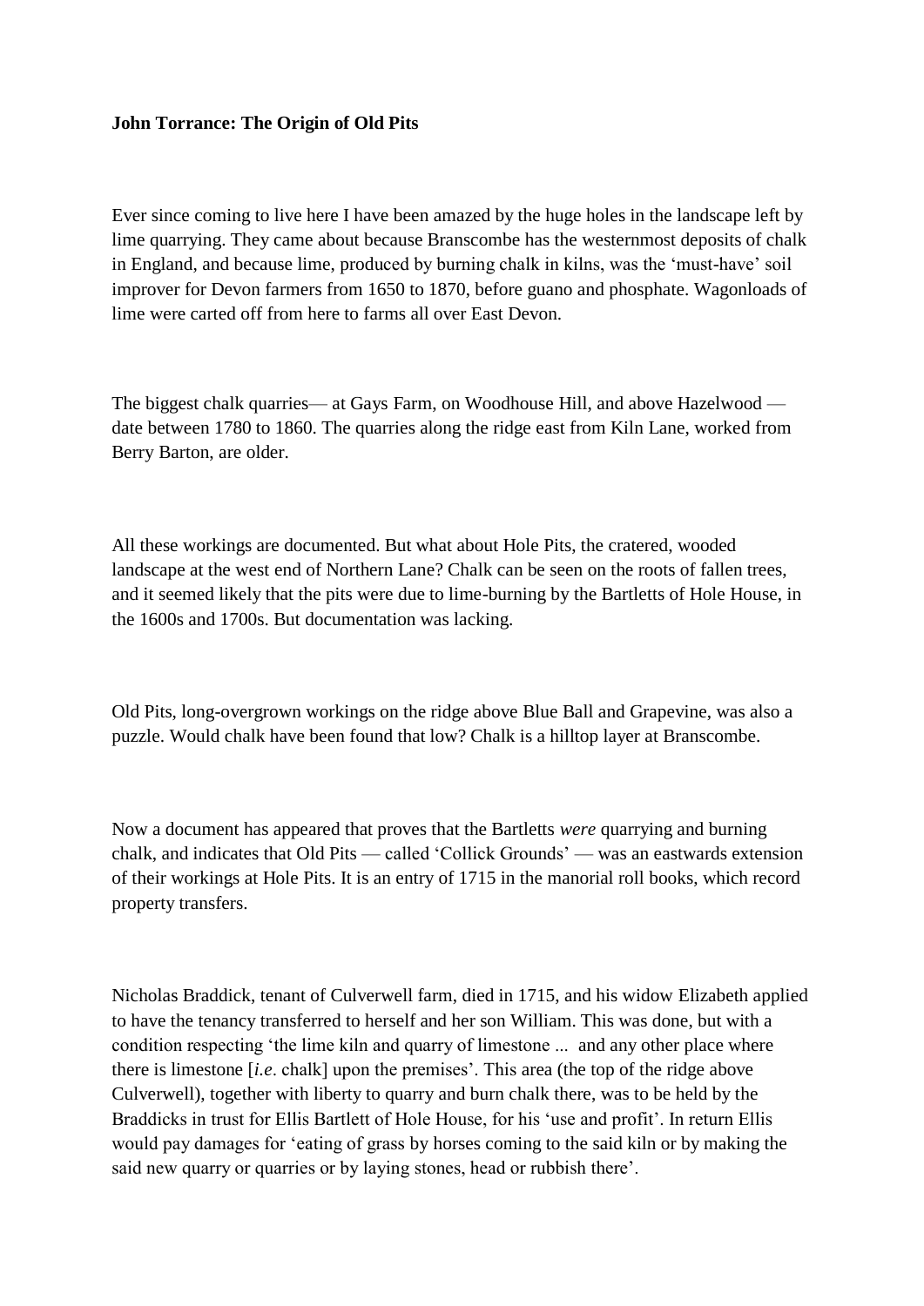**John Torrance: The Origin of Old Pits**

Ever since coming to live here I have been amazed by the huge holes in the landscape left by lime quarrying. They came about because Branscombe has the westernmost deposits of chalk in England, and because lime, produced by burning chalk in kilns, was the 'must-have' soil improver for Devon farmers from 1650 to 1870, before guano and phosphate. Wagonloads of lime were carted off from here to farms all over East Devon.

The biggest chalk quarries— at Gays Farm, on Woodhouse Hill, and above Hazelwood — date between 1780 to 1860. The quarries along the ridge east from Kiln Lane, worked from Berry Barton, are older.

All these workings are documented. But what about Hole Pits, the cratered, wooded landscape at the west end of Northern Lane? Chalk can be seen on the roots of fallen trees, and it seemed likely that the pits were due to lime-burning by the Bartletts of Hole House, in the 1600s and 1700s. But documentation was lacking.

Old Pits, long-overgrown workings on the ridge above Blue Ball and Grapevine, was also a puzzle. Would chalk have been found that low? Chalk is a hilltop layer at Branscombe.

Now a document has appeared that proves that the Bartletts *were* quarrying and burning chalk, and indicates that Old Pits — called 'Collick Grounds' — was an eastwards extension of their workings at Hole Pits. It is an entry of 1715 in the manorial roll books, which record property transfers.

Nicholas Braddick, tenant of Culverwell farm, died in 1715, and his widow Elizabeth applied to have the tenancy transferred to herself and her son William. This was done, but with a condition respecting 'the lime kiln and quarry of limestone ... and any other place where there is limestone [*i.e*. chalk] upon the premises'. This area (the top of the ridge above Culverwell), together with liberty to quarry and burn chalk there, was to be held by the Braddicks in trust for Ellis Bartlett of Hole House, for his 'use and profit'. In return Ellis would pay damages for 'eating of grass by horses coming to the said kiln or by making the said new quarry or quarries or by laying stones, head or rubbish there'.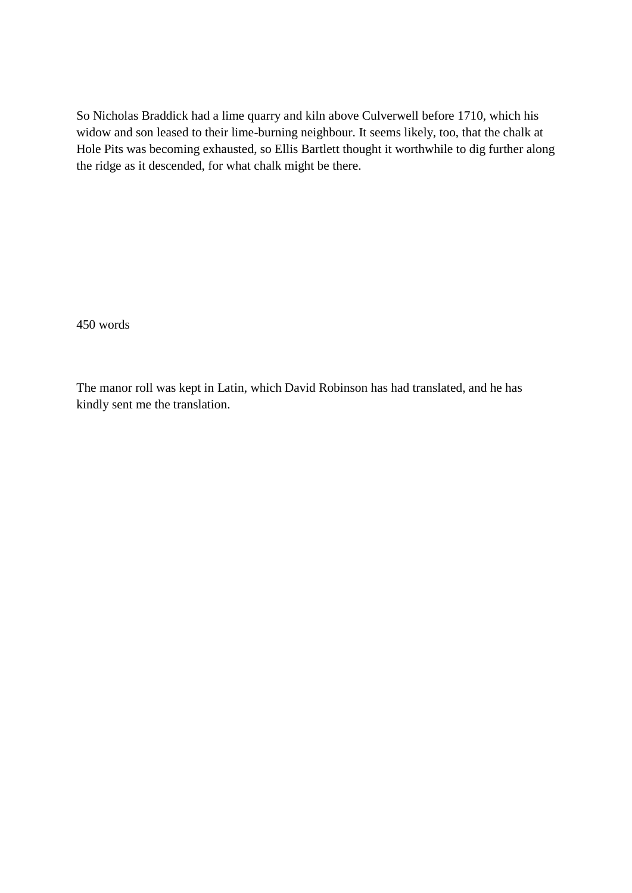So Nicholas Braddick had a lime quarry and kiln above Culverwell before 1710, which his widow and son leased to their lime-burning neighbour. It seems likely, too, that the chalk at Hole Pits was becoming exhausted, so Ellis Bartlett thought it worthwhile to dig further along the ridge as it descended, for what chalk might be there.

450 words

The manor roll was kept in Latin, which David Robinson has had translated, and he has kindly sent me the translation.